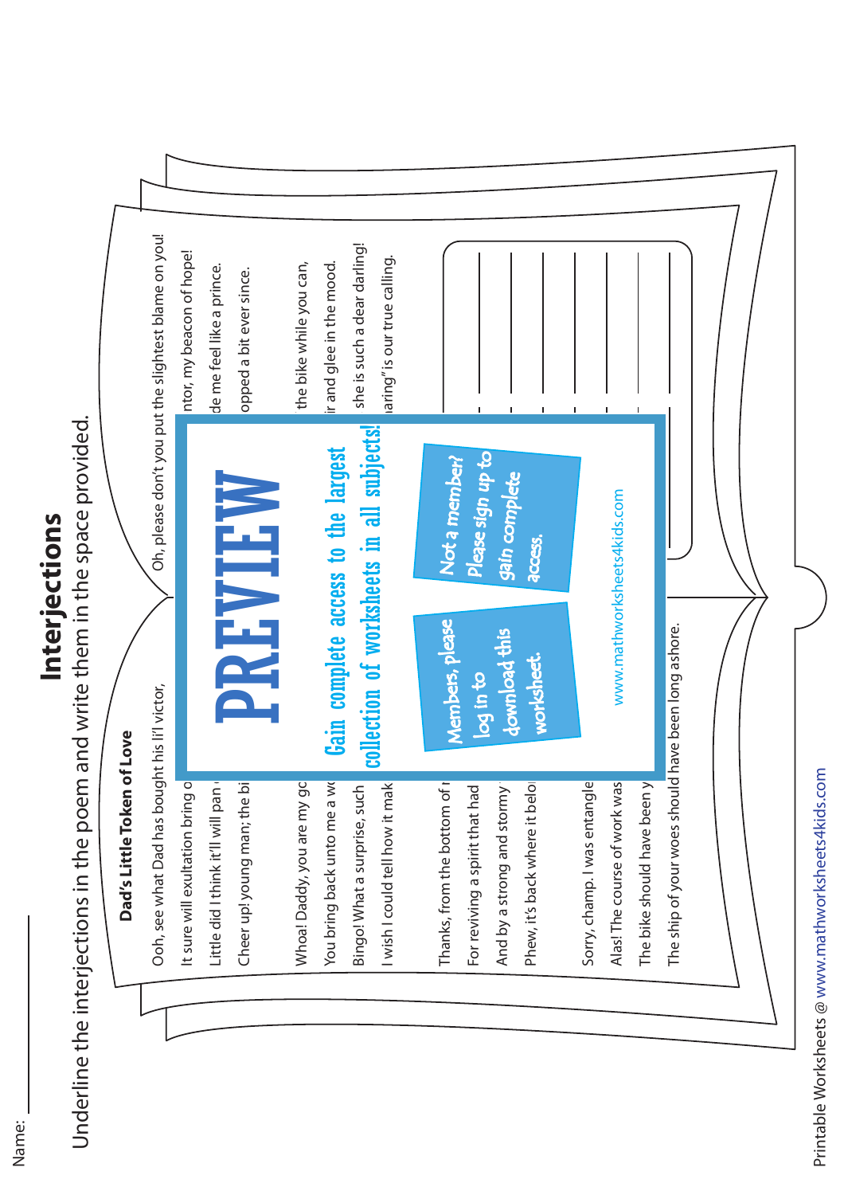Name: \_\_\_\_\_\_\_\_\_\_

# Interjections

Underline the interjections in the poem and write them in the space provided.

## Dad's Little Token of Love

Ooh, see what Dad has bought his li'l victor,
It sure will exultation bring o
Little did I think it'll will pan
Cheer up! young man; the bi

Whoa! Daddy, you are my gc
You bring back unto me a wo
Bingo! What a surprise, such
I wish I could tell how it mak

Thanks, from the bottom of
For reviving a spirit that had
And by a strong and stormy
Phew, it's back where it belo

Sorry, champ. I was entangle
Alas! The course of work was
The bike should have been y
The ship of your woes should have been long ashore.

Oh, please don't you put the slightest blame on you!
ntor, my beacon of hope!
de me feel like a prince.
opped a bit ever since.

the bike while you can,
r and glee in the mood.
she is such a dear darling!
aring" is our true calling.

PREVIEW

Gain complete access to the largest collection of worksheets in all subjects!

Members, please log in to download this worksheet.

Not a member? Please sign up to gain complete access.

www.mathworksheets4kids.com

Printable Worksheets @ www.mathworksheets4kids.com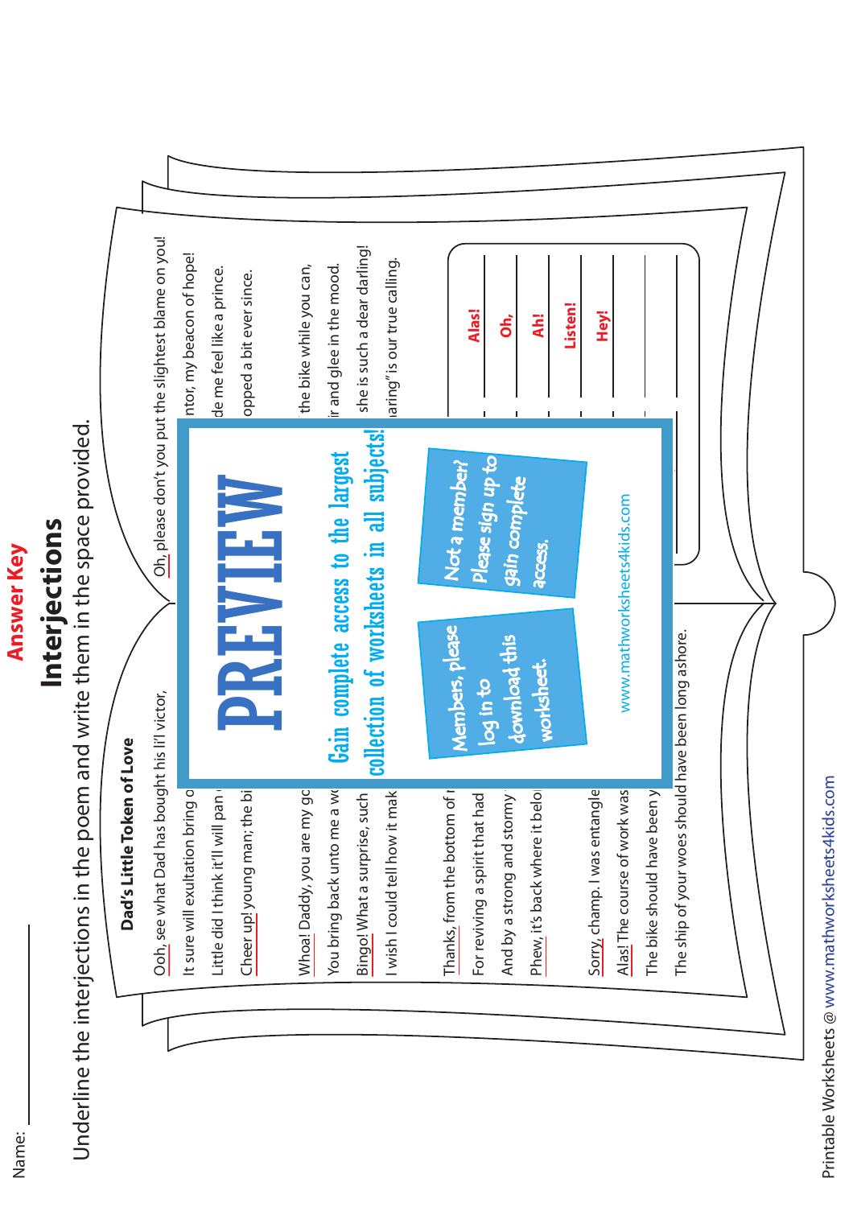Name: ___________

**Answer Key**

# Interjections

Underline the interjections in the poem and write them in the space provided.

## Dad's Little Token of Love

Ooh, see what Dad has bought his li'l victor,
It sure will exultation bring o
Little did I think it'll will pan
Cheer up! young man; the bi

Whoa! Daddy, you are my gc
You bring back unto me a wo
Bingo! What a surprise, such
I wish I could tell how it mak

Thanks, from the bottom of
For reviving a spirit that had
And by a strong and stormy
Phew, it's back where it belo

Sorry, champ. I was entangle
Alas! The course of work was
The bike should have been y
The ship of your woes should have been long ashore.

Oh, please don't you put the slightest blame on you!
ntor, my beacon of hope!
de me feel like a prince.
opped a bit ever since.

the bike while you can,
r and glee in the mood.
she is such a dear darling!
aring" is our true calling.

Alas!
Oh,
Ah!
Listen!
Hey!

PREVIEW

Gain complete access to the largest collection of worksheets in all subjects!

Members, please log in to download this worksheet.

Not a member? Please sign up to gain complete access.

www.mathworksheets4kids.com

Printable Worksheets @ www.mathworksheets4kids.com